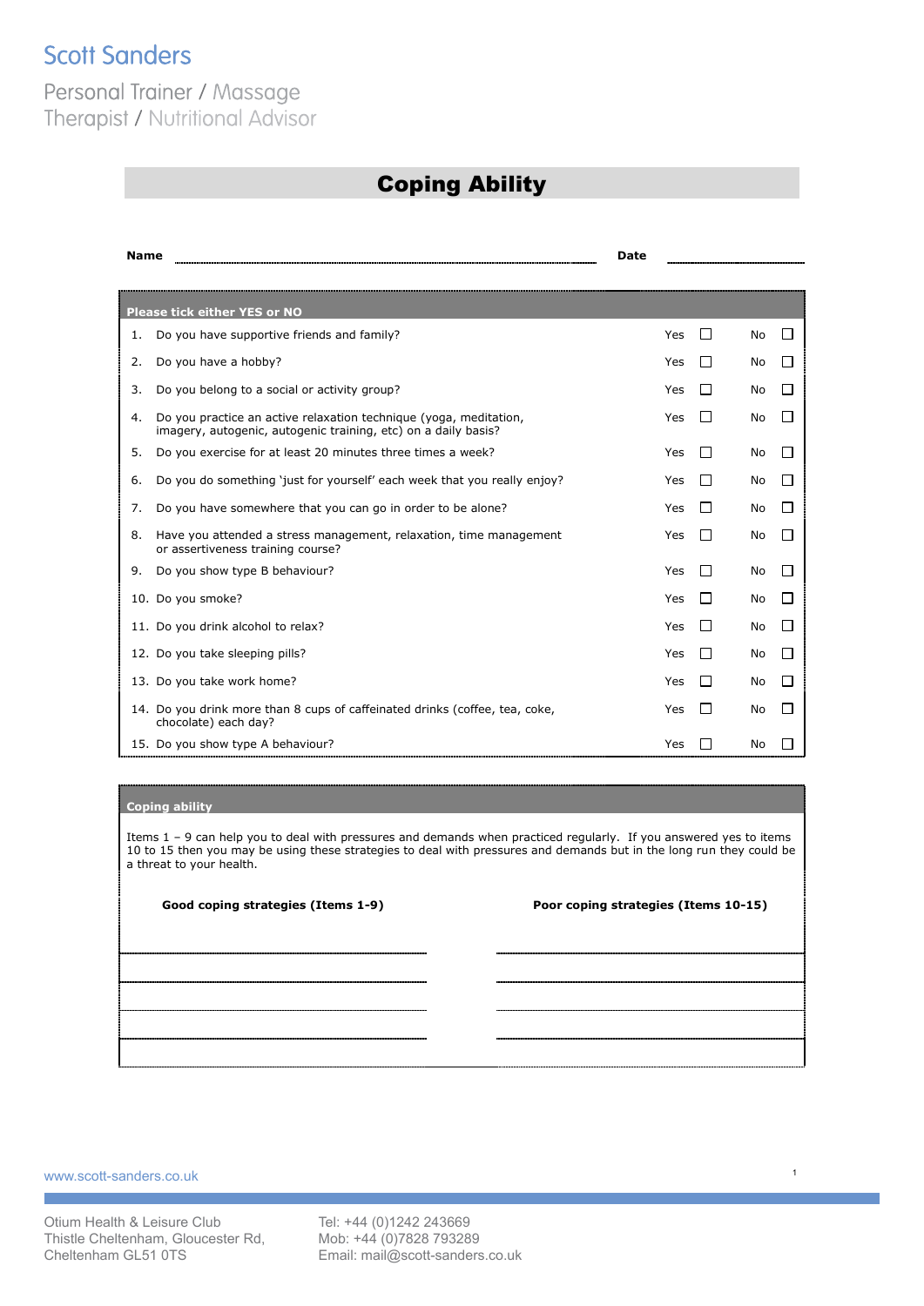# Scott Sanders

Personal Trainer / Massage Therapist / Nutritional Advisor

## Coping Ability

**Name** ........................................................................ **Date** ..................

| Please tick either YES or NO | | |
|---|---|---|
| 1. Do you have supportive friends and family? | Yes ☐ | No ☐ |
| 2. Do you have a hobby? | Yes ☐ | No ☐ |
| 3. Do you belong to a social or activity group? | Yes ☐ | No ☐ |
| 4. Do you practice an active relaxation technique (yoga, meditation, imagery, autogenic, autogenic training, etc) on a daily basis? | Yes ☐ | No ☐ |
| 5. Do you exercise for at least 20 minutes three times a week? | Yes ☐ | No ☐ |
| 6. Do you do something 'just for yourself' each week that you really enjoy? | Yes ☐ | No ☐ |
| 7. Do you have somewhere that you can go in order to be alone? | Yes ☐ | No ☐ |
| 8. Have you attended a stress management, relaxation, time management or assertiveness training course? | Yes ☐ | No ☐ |
| 9. Do you show type B behaviour? | Yes ☐ | No ☐ |
| 10. Do you smoke? | Yes ☐ | No ☐ |
| 11. Do you drink alcohol to relax? | Yes ☐ | No ☐ |
| 12. Do you take sleeping pills? | Yes ☐ | No ☐ |
| 13. Do you take work home? | Yes ☐ | No ☐ |
| 14. Do you drink more than 8 cups of caffeinated drinks (coffee, tea, coke, chocolate) each day? | Yes ☐ | No ☐ |
| 15. Do you show type A behaviour? | Yes ☐ | No ☐ |

**Coping ability**

Items 1 – 9 can help you to deal with pressures and demands when practiced regularly. If you answered yes to items 10 to 15 then you may be using these strategies to deal with pressures and demands but in the long run they could be a threat to your health.

| Good coping strategies (Items 1-9) | Poor coping strategies (Items 10-15) |
|---|---|
| | |
| | |
| | |
| | |

www.scott-sanders.co.uk

Otium Health & Leisure Club
Thistle Cheltenham, Gloucester Rd,
Cheltenham GL51 0TS

Tel: +44 (0)1242 243669
Mob: +44 (0)7828 793289
Email: mail@scott-sanders.co.uk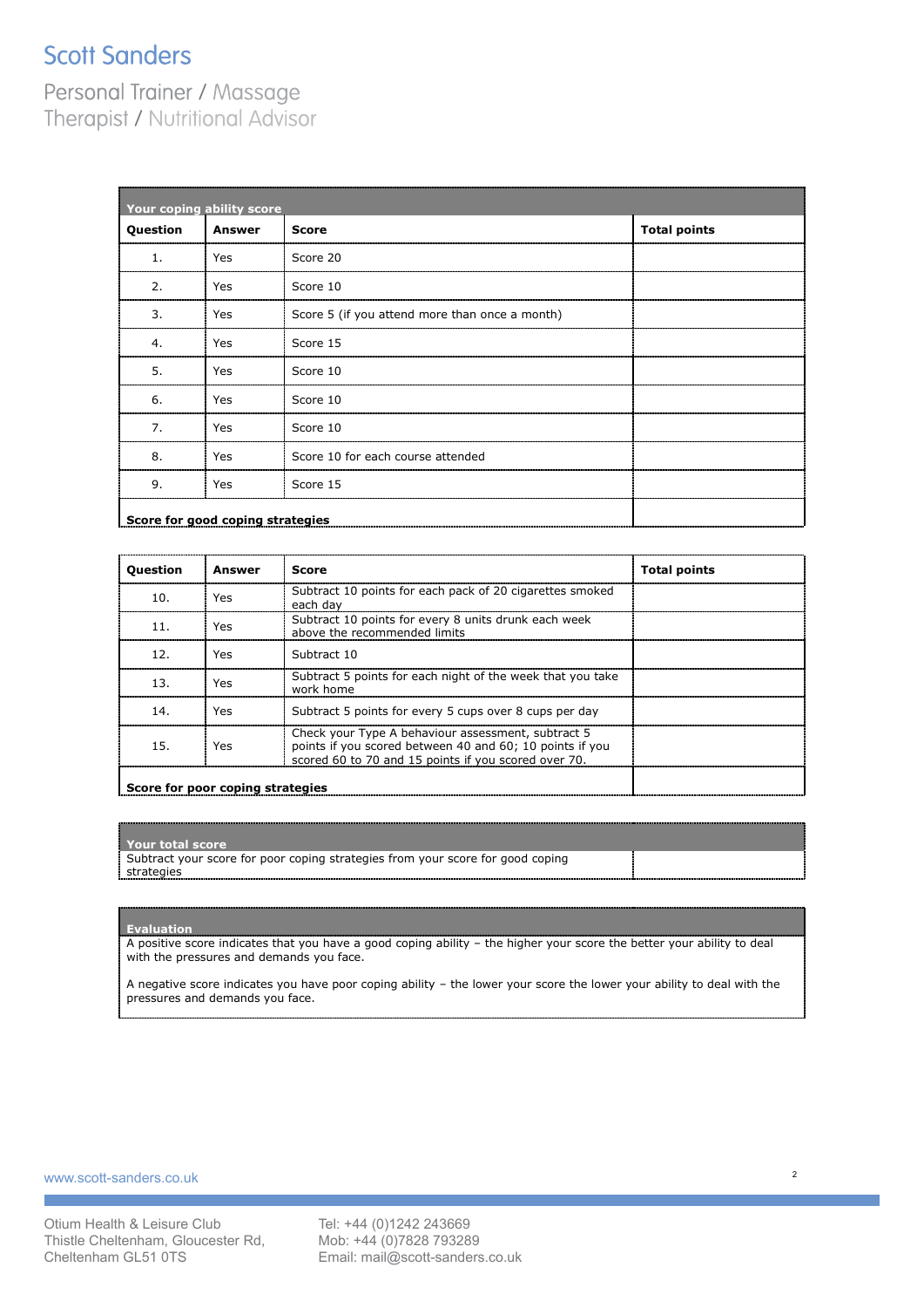# Scott Sanders

Personal Trainer / Massage Therapist / Nutritional Advisor

**Your coping ability score**

| Question | Answer | Score | Total points |
|---|---|---|---|
| 1. | Yes | Score 20 | |
| 2. | Yes | Score 10 | |
| 3. | Yes | Score 5 (if you attend more than once a month) | |
| 4. | Yes | Score 15 | |
| 5. | Yes | Score 10 | |
| 6. | Yes | Score 10 | |
| 7. | Yes | Score 10 | |
| 8. | Yes | Score 10 for each course attended | |
| 9. | Yes | Score 15 | |
| **Score for good coping strategies** | | | |

| Question | Answer | Score | Total points |
|---|---|---|---|
| 10. | Yes | Subtract 10 points for each pack of 20 cigarettes smoked each day | |
| 11. | Yes | Subtract 10 points for every 8 units drunk each week above the recommended limits | |
| 12. | Yes | Subtract 10 | |
| 13. | Yes | Subtract 5 points for each night of the week that you take work home | |
| 14. | Yes | Subtract 5 points for every 5 cups over 8 cups per day | |
| 15. | Yes | Check your Type A behaviour assessment, subtract 5 points if you scored between 40 and 60; 10 points if you scored 60 to 70 and 15 points if you scored over 70. | |
| **Score for poor coping strategies** | | | |

**Your total score**

| | |
|---|---|
| Subtract your score for poor coping strategies from your score for good coping strategies | |

**Evaluation**

A positive score indicates that you have a good coping ability – the higher your score the better your ability to deal with the pressures and demands you face.

A negative score indicates you have poor coping ability – the lower your score the lower your ability to deal with the pressures and demands you face.

www.scott-sanders.co.uk

Otium Health & Leisure Club
Thistle Cheltenham, Gloucester Rd,
Cheltenham GL51 0TS

Tel: +44 (0)1242 243669
Mob: +44 (0)7828 793289
Email: mail@scott-sanders.co.uk